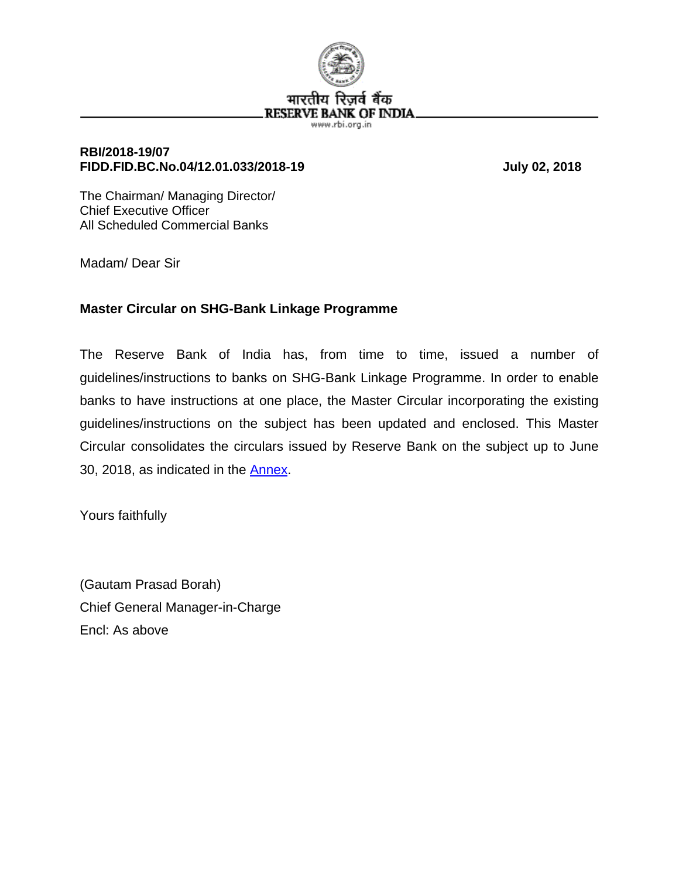भारतीय रिज़र्व बैंक
RESERVE BANK OF INDIA
www.rbi.org.in

**RBI/2018-19/07**
**FIDD.FID.BC.No.04/12.01.033/2018-19** **July 02, 2018**

The Chairman/ Managing Director/
Chief Executive Officer
All Scheduled Commercial Banks

Madam/ Dear Sir

**Master Circular on SHG-Bank Linkage Programme**

The Reserve Bank of India has, from time to time, issued a number of guidelines/instructions to banks on SHG-Bank Linkage Programme. In order to enable banks to have instructions at one place, the Master Circular incorporating the existing guidelines/instructions on the subject has been updated and enclosed. This Master Circular consolidates the circulars issued by Reserve Bank on the subject up to June 30, 2018, as indicated in the Annex.

Yours faithfully

(Gautam Prasad Borah)
Chief General Manager-in-Charge
Encl: As above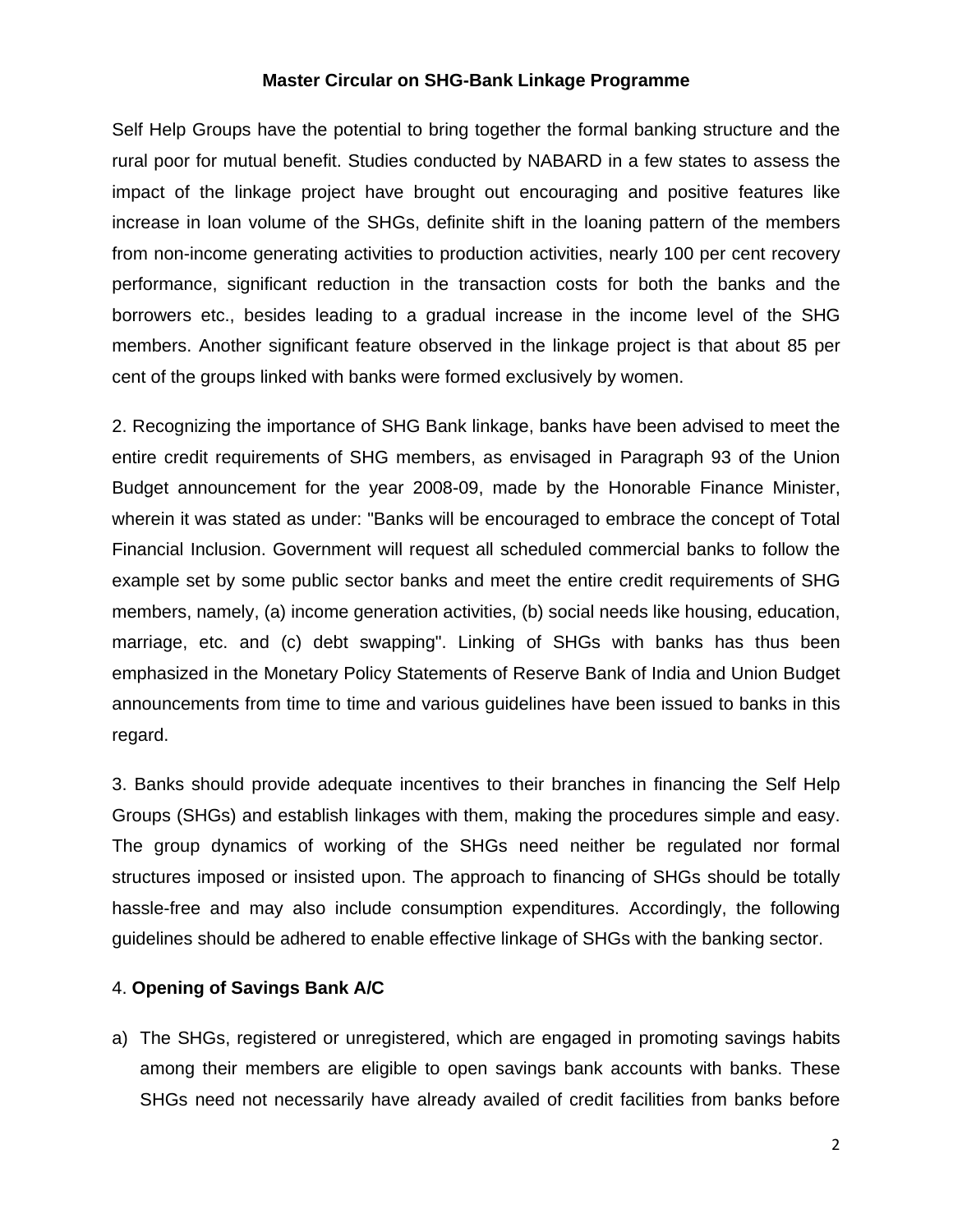# Master Circular on SHG-Bank Linkage Programme

Self Help Groups have the potential to bring together the formal banking structure and the rural poor for mutual benefit. Studies conducted by NABARD in a few states to assess the impact of the linkage project have brought out encouraging and positive features like increase in loan volume of the SHGs, definite shift in the loaning pattern of the members from non-income generating activities to production activities, nearly 100 per cent recovery performance, significant reduction in the transaction costs for both the banks and the borrowers etc., besides leading to a gradual increase in the income level of the SHG members. Another significant feature observed in the linkage project is that about 85 per cent of the groups linked with banks were formed exclusively by women.

2. Recognizing the importance of SHG Bank linkage, banks have been advised to meet the entire credit requirements of SHG members, as envisaged in Paragraph 93 of the Union Budget announcement for the year 2008-09, made by the Honorable Finance Minister, wherein it was stated as under: "Banks will be encouraged to embrace the concept of Total Financial Inclusion. Government will request all scheduled commercial banks to follow the example set by some public sector banks and meet the entire credit requirements of SHG members, namely, (a) income generation activities, (b) social needs like housing, education, marriage, etc. and (c) debt swapping". Linking of SHGs with banks has thus been emphasized in the Monetary Policy Statements of Reserve Bank of India and Union Budget announcements from time to time and various guidelines have been issued to banks in this regard.

3. Banks should provide adequate incentives to their branches in financing the Self Help Groups (SHGs) and establish linkages with them, making the procedures simple and easy. The group dynamics of working of the SHGs need neither be regulated nor formal structures imposed or insisted upon. The approach to financing of SHGs should be totally hassle-free and may also include consumption expenditures. Accordingly, the following guidelines should be adhered to enable effective linkage of SHGs with the banking sector.

4. **Opening of Savings Bank A/C**

a) The SHGs, registered or unregistered, which are engaged in promoting savings habits among their members are eligible to open savings bank accounts with banks. These SHGs need not necessarily have already availed of credit facilities from banks before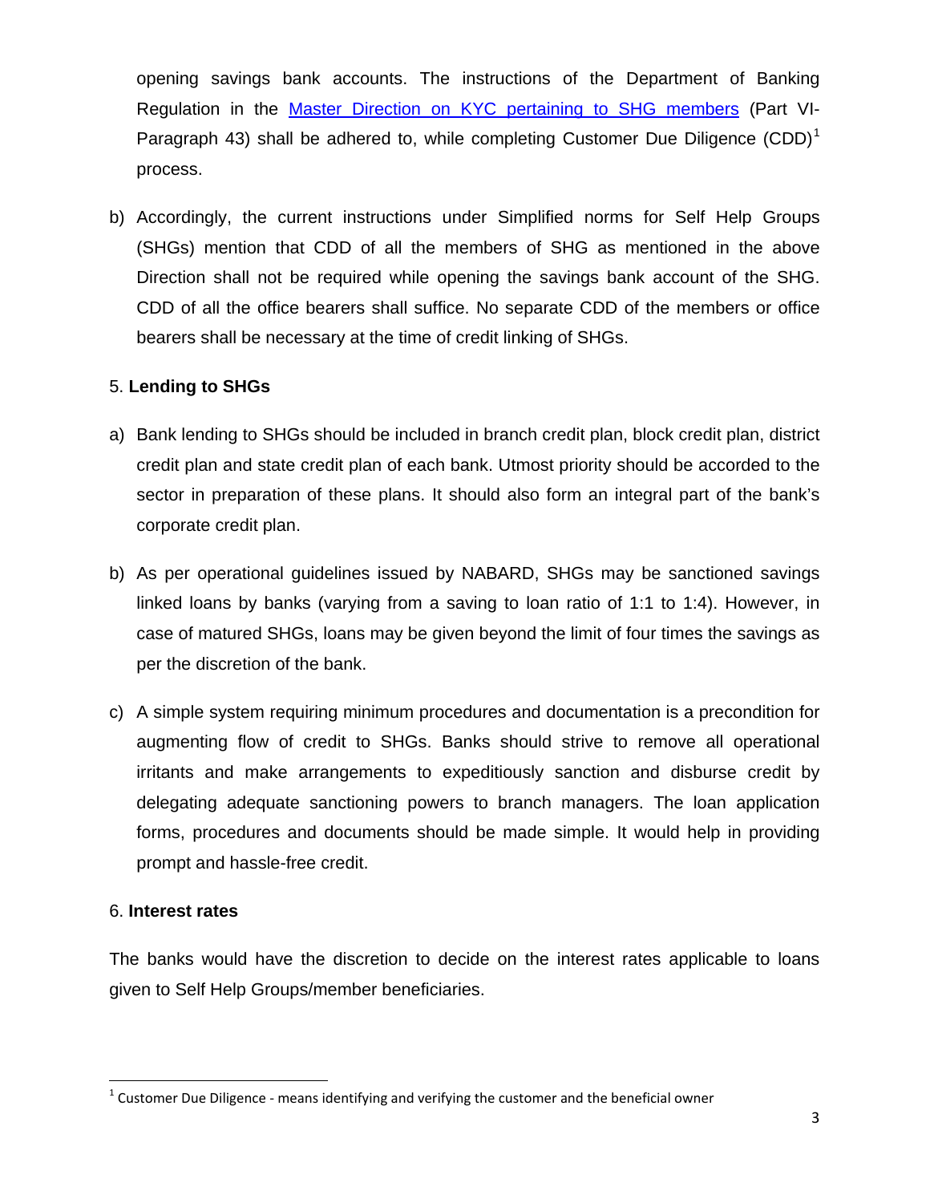opening savings bank accounts. The instructions of the Department of Banking Regulation in the [Master Direction on KYC pertaining to SHG members](#) (Part VI-Paragraph 43) shall be adhered to, while completing Customer Due Diligence (CDD)[1] process.

b) Accordingly, the current instructions under Simplified norms for Self Help Groups (SHGs) mention that CDD of all the members of SHG as mentioned in the above Direction shall not be required while opening the savings bank account of the SHG. CDD of all the office bearers shall suffice. No separate CDD of the members or office bearers shall be necessary at the time of credit linking of SHGs.

5. **Lending to SHGs**

a) Bank lending to SHGs should be included in branch credit plan, block credit plan, district credit plan and state credit plan of each bank. Utmost priority should be accorded to the sector in preparation of these plans. It should also form an integral part of the bank's corporate credit plan.

b) As per operational guidelines issued by NABARD, SHGs may be sanctioned savings linked loans by banks (varying from a saving to loan ratio of 1:1 to 1:4). However, in case of matured SHGs, loans may be given beyond the limit of four times the savings as per the discretion of the bank.

c) A simple system requiring minimum procedures and documentation is a precondition for augmenting flow of credit to SHGs. Banks should strive to remove all operational irritants and make arrangements to expeditiously sanction and disburse credit by delegating adequate sanctioning powers to branch managers. The loan application forms, procedures and documents should be made simple. It would help in providing prompt and hassle-free credit.

6. **Interest rates**

The banks would have the discretion to decide on the interest rates applicable to loans given to Self Help Groups/member beneficiaries.

---

[1] Customer Due Diligence - means identifying and verifying the customer and the beneficial owner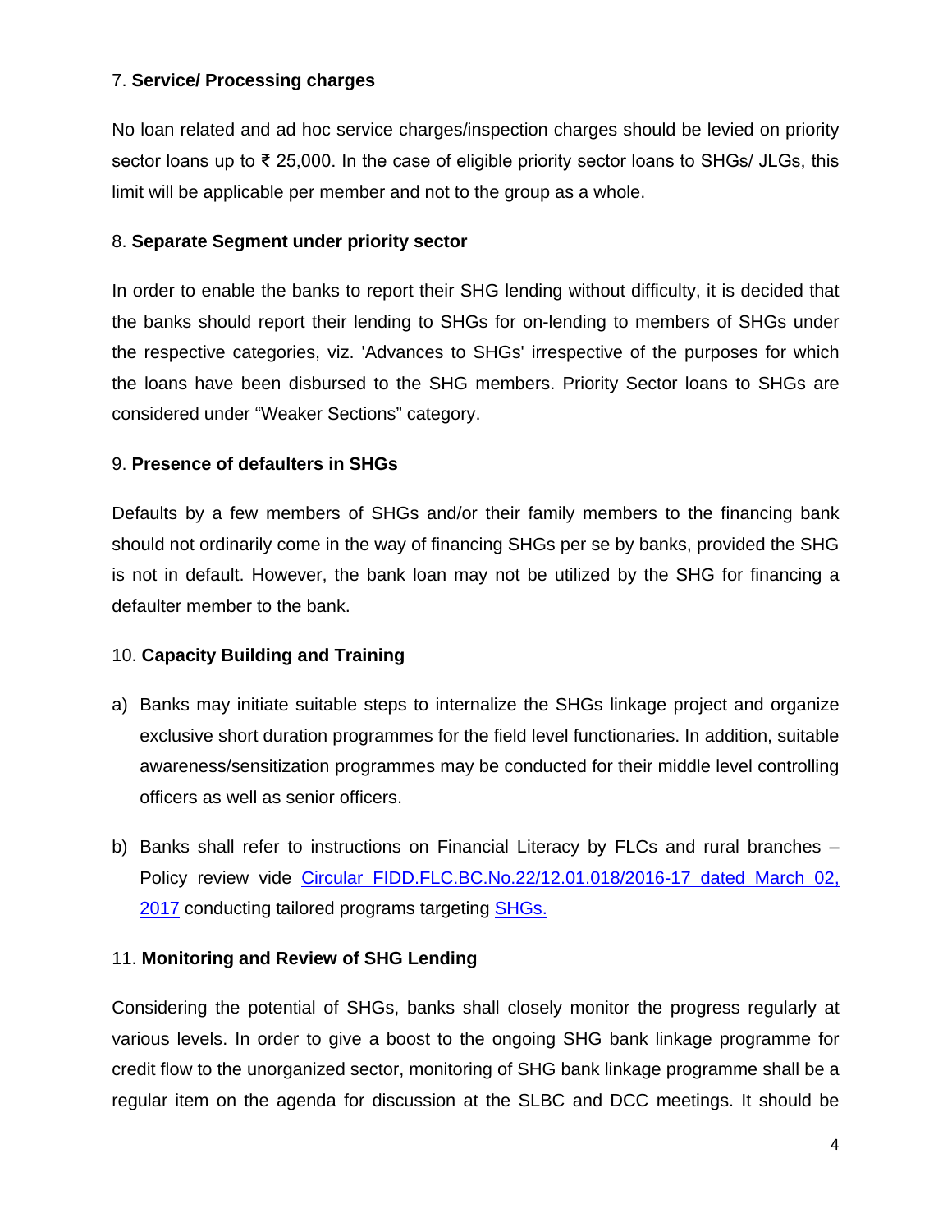7. **Service/ Processing charges**

No loan related and ad hoc service charges/inspection charges should be levied on priority sector loans up to ₹ 25,000. In the case of eligible priority sector loans to SHGs/ JLGs, this limit will be applicable per member and not to the group as a whole.

8. **Separate Segment under priority sector**

In order to enable the banks to report their SHG lending without difficulty, it is decided that the banks should report their lending to SHGs for on-lending to members of SHGs under the respective categories, viz. 'Advances to SHGs' irrespective of the purposes for which the loans have been disbursed to the SHG members. Priority Sector loans to SHGs are considered under “Weaker Sections” category.

9. **Presence of defaulters in SHGs**

Defaults by a few members of SHGs and/or their family members to the financing bank should not ordinarily come in the way of financing SHGs per se by banks, provided the SHG is not in default. However, the bank loan may not be utilized by the SHG for financing a defaulter member to the bank.

10. **Capacity Building and Training**

a) Banks may initiate suitable steps to internalize the SHGs linkage project and organize exclusive short duration programmes for the field level functionaries. In addition, suitable awareness/sensitization programmes may be conducted for their middle level controlling officers as well as senior officers.

b) Banks shall refer to instructions on Financial Literacy by FLCs and rural branches – Policy review vide Circular FIDD.FLC.BC.No.22/12.01.018/2016-17 dated March 02, 2017 conducting tailored programs targeting SHGs.

11. **Monitoring and Review of SHG Lending**

Considering the potential of SHGs, banks shall closely monitor the progress regularly at various levels. In order to give a boost to the ongoing SHG bank linkage programme for credit flow to the unorganized sector, monitoring of SHG bank linkage programme shall be a regular item on the agenda for discussion at the SLBC and DCC meetings. It should be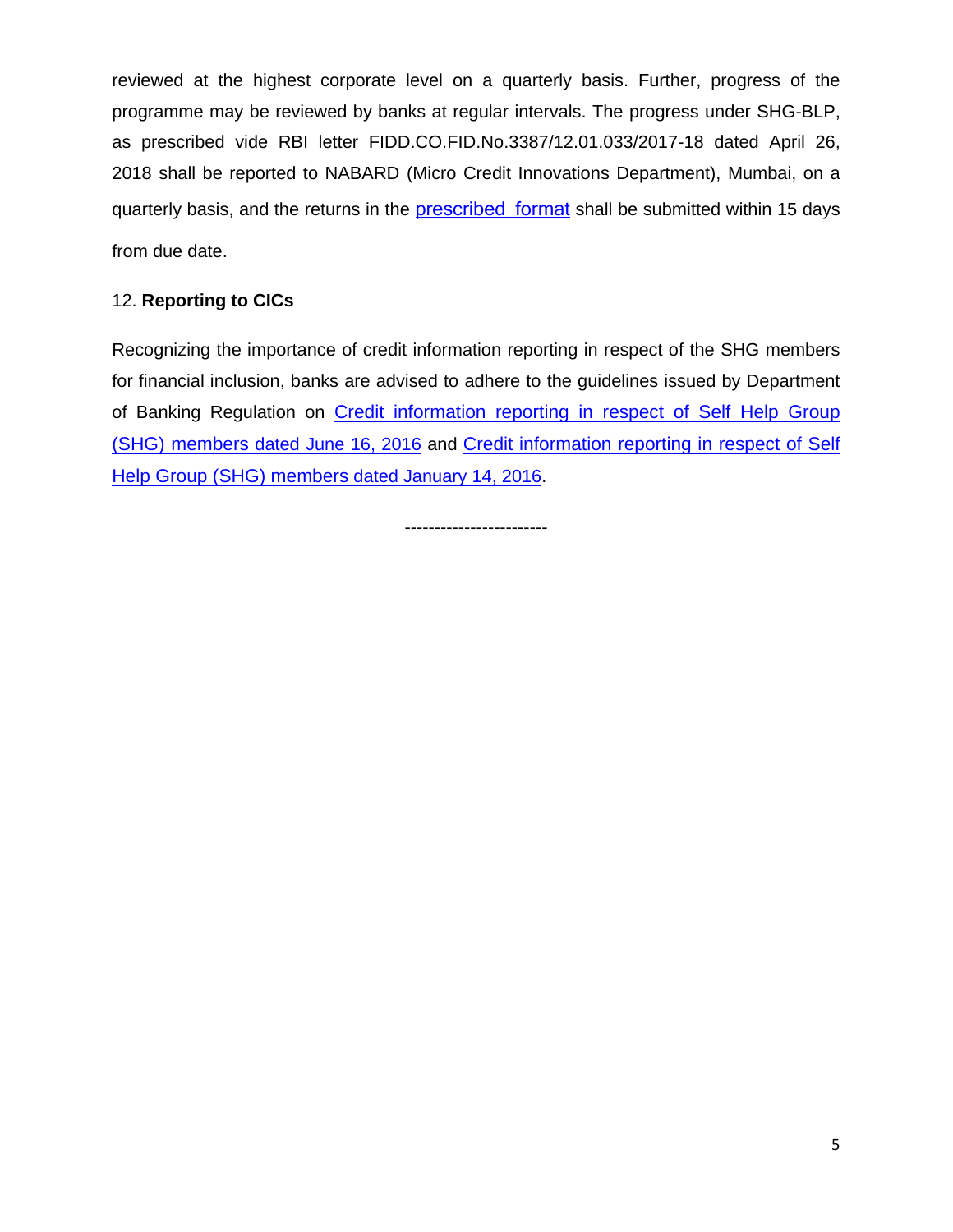reviewed at the highest corporate level on a quarterly basis. Further, progress of the programme may be reviewed by banks at regular intervals. The progress under SHG-BLP, as prescribed vide RBI letter FIDD.CO.FID.No.3387/12.01.033/2017-18 dated April 26, 2018 shall be reported to NABARD (Micro Credit Innovations Department), Mumbai, on a quarterly basis, and the returns in the prescribed format shall be submitted within 15 days from due date.

12. **Reporting to CICs**

Recognizing the importance of credit information reporting in respect of the SHG members for financial inclusion, banks are advised to adhere to the guidelines issued by Department of Banking Regulation on Credit information reporting in respect of Self Help Group (SHG) members dated June 16, 2016 and Credit information reporting in respect of Self Help Group (SHG) members dated January 14, 2016.

------------------------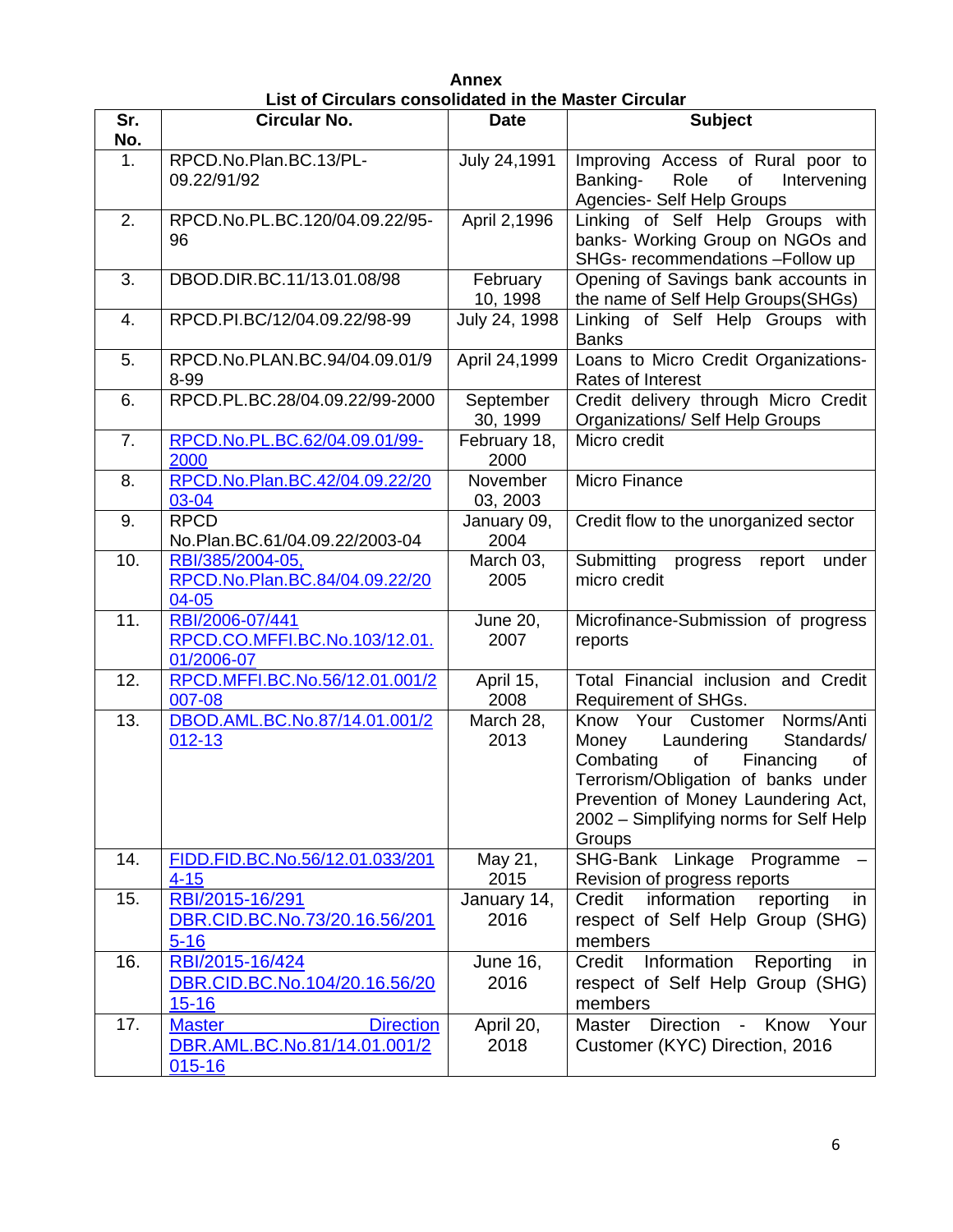**Annex**

**List of Circulars consolidated in the Master Circular**

| Sr. No. | Circular No. | Date | Subject |
|---|---|---|---|
| 1. | RPCD.No.Plan.BC.13/PL-09.22/91/92 | July 24,1991 | Improving Access of Rural poor to Banking- Role of Intervening Agencies- Self Help Groups |
| 2. | RPCD.No.PL.BC.120/04.09.22/95-96 | April 2,1996 | Linking of Self Help Groups with banks- Working Group on NGOs and SHGs- recommendations –Follow up |
| 3. | DBOD.DIR.BC.11/13.01.08/98 | February 10, 1998 | Opening of Savings bank accounts in the name of Self Help Groups(SHGs) |
| 4. | RPCD.PI.BC/12/04.09.22/98-99 | July 24, 1998 | Linking of Self Help Groups with Banks |
| 5. | RPCD.No.PLAN.BC.94/04.09.01/98-99 | April 24,1999 | Loans to Micro Credit Organizations- Rates of Interest |
| 6. | RPCD.PL.BC.28/04.09.22/99-2000 | September 30, 1999 | Credit delivery through Micro Credit Organizations/ Self Help Groups |
| 7. | RPCD.No.PL.BC.62/04.09.01/99-2000 | February 18, 2000 | Micro credit |
| 8. | RPCD.No.Plan.BC.42/04.09.22/2003-04 | November 03, 2003 | Micro Finance |
| 9. | RPCD No.Plan.BC.61/04.09.22/2003-04 | January 09, 2004 | Credit flow to the unorganized sector |
| 10. | RBI/385/2004-05, RPCD.No.Plan.BC.84/04.09.22/2004-05 | March 03, 2005 | Submitting progress report under micro credit |
| 11. | RBI/2006-07/441 RPCD.CO.MFFI.BC.No.103/12.01.01/2006-07 | June 20, 2007 | Microfinance-Submission of progress reports |
| 12. | RPCD.MFFI.BC.No.56/12.01.001/2007-08 | April 15, 2008 | Total Financial inclusion and Credit Requirement of SHGs. |
| 13. | DBOD.AML.BC.No.87/14.01.001/2012-13 | March 28, 2013 | Know Your Customer Norms/Anti Money Laundering Standards/ Combating of Financing of Terrorism/Obligation of banks under Prevention of Money Laundering Act, 2002 – Simplifying norms for Self Help Groups |
| 14. | FIDD.FID.BC.No.56/12.01.033/2014-15 | May 21, 2015 | SHG-Bank Linkage Programme – Revision of progress reports |
| 15. | RBI/2015-16/291 DBR.CID.BC.No.73/20.16.56/2015-16 | January 14, 2016 | Credit information reporting in respect of Self Help Group (SHG) members |
| 16. | RBI/2015-16/424 DBR.CID.BC.No.104/20.16.56/2015-16 | June 16, 2016 | Credit Information Reporting in respect of Self Help Group (SHG) members |
| 17. | Master Direction DBR.AML.BC.No.81/14.01.001/2015-16 | April 20, 2018 | Master Direction - Know Your Customer (KYC) Direction, 2016 |